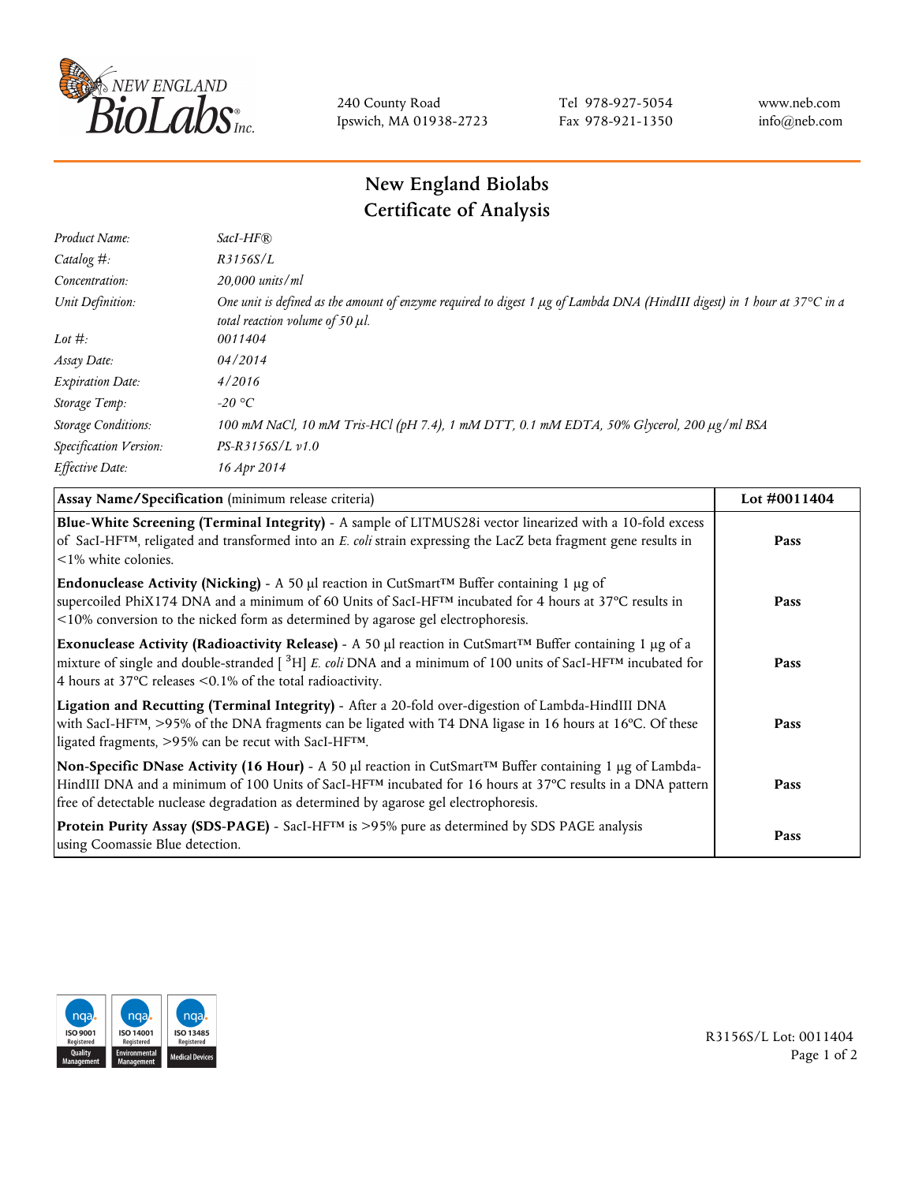240 County Road
Ipswich, MA 01938-2723

Tel 978-927-5054
Fax 978-921-1350

www.neb.com
info@neb.com

# New England Biolabs
# Certificate of Analysis

| | |
|---|---|
| *Product Name:* | *SacI-HF®* |
| *Catalog #:* | *R3156S/L* |
| *Concentration:* | *20,000 units/ml* |
| *Unit Definition:* | *One unit is defined as the amount of enzyme required to digest 1 µg of Lambda DNA (HindIII digest) in 1 hour at 37°C in a total reaction volume of 50 µl.* |
| *Lot #:* | *0011404* |
| *Assay Date:* | *04/2014* |
| *Expiration Date:* | *4/2016* |
| *Storage Temp:* | *-20 °C* |
| *Storage Conditions:* | *100 mM NaCl, 10 mM Tris-HCl (pH 7.4), 1 mM DTT, 0.1 mM EDTA, 50% Glycerol, 200 µg/ml BSA* |
| *Specification Version:* | *PS-R3156S/L v1.0* |
| *Effective Date:* | *16 Apr 2014* |

| **Assay Name/Specification** (minimum release criteria) | **Lot #0011404** |
|---|---|
| **Blue-White Screening (Terminal Integrity)** - A sample of LITMUS28i vector linearized with a 10-fold excess of SacI-HF™, religated and transformed into an *E. coli* strain expressing the LacZ beta fragment gene results in <1% white colonies. | **Pass** |
| **Endonuclease Activity (Nicking)** - A 50 µl reaction in CutSmart™ Buffer containing 1 µg of supercoiled PhiX174 DNA and a minimum of 60 Units of SacI-HF™ incubated for 4 hours at 37°C results in <10% conversion to the nicked form as determined by agarose gel electrophoresis. | **Pass** |
| **Exonuclease Activity (Radioactivity Release)** - A 50 µl reaction in CutSmart™ Buffer containing 1 µg of a mixture of single and double-stranded [ $^{3}$H] *E. coli* DNA and a minimum of 100 units of SacI-HF™ incubated for 4 hours at 37°C releases <0.1% of the total radioactivity. | **Pass** |
| **Ligation and Recutting (Terminal Integrity)** - After a 20-fold over-digestion of Lambda-HindIII DNA with SacI-HF™, >95% of the DNA fragments can be ligated with T4 DNA ligase in 16 hours at 16°C. Of these ligated fragments, >95% can be recut with SacI-HF™. | **Pass** |
| **Non-Specific DNase Activity (16 Hour)** - A 50 µl reaction in CutSmart™ Buffer containing 1 µg of Lambda-HindIII DNA and a minimum of 100 Units of SacI-HF™ incubated for 16 hours at 37°C results in a DNA pattern free of detectable nuclease degradation as determined by agarose gel electrophoresis. | **Pass** |
| **Protein Purity Assay (SDS-PAGE)** - SacI-HF™ is >95% pure as determined by SDS PAGE analysis using Coomassie Blue detection. | **Pass** |

R3156S/L Lot: 0011404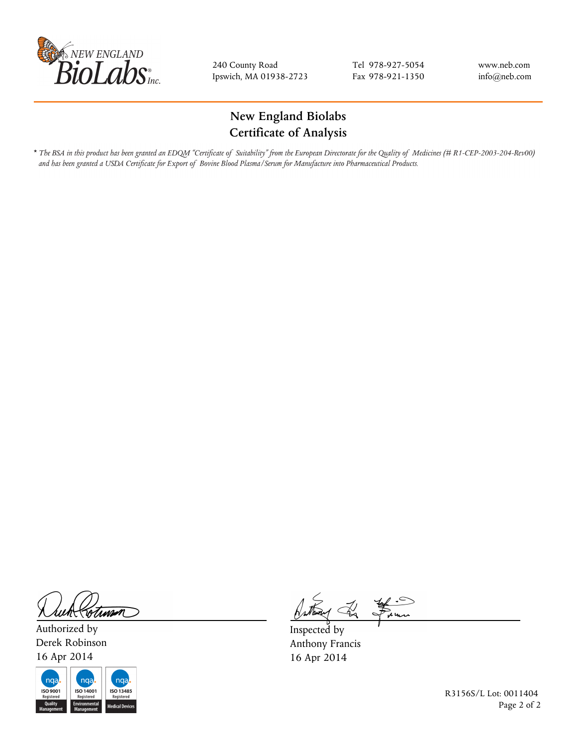240 County Road
Ipswich, MA 01938-2723

Tel 978-927-5054
Fax 978-921-1350

www.neb.com
info@neb.com

## New England Biolabs
## Certificate of Analysis

\* *The BSA in this product has been granted an EDQM "Certificate of Suitability" from the European Directorate for the Quality of Medicines (# R1-CEP-2003-204-Rev00) and has been granted a USDA Certificate for Export of Bovine Blood Plasma/Serum for Manufacture into Pharmaceutical Products.*

Authorized by
Derek Robinson
16 Apr 2014

Inspected by
Anthony Francis
16 Apr 2014

ISO 9001 Registered Quality Management
ISO 14001 Registered Environmental Management
ISO 13485 Registered Medical Devices

R3156S/L Lot: 0011404